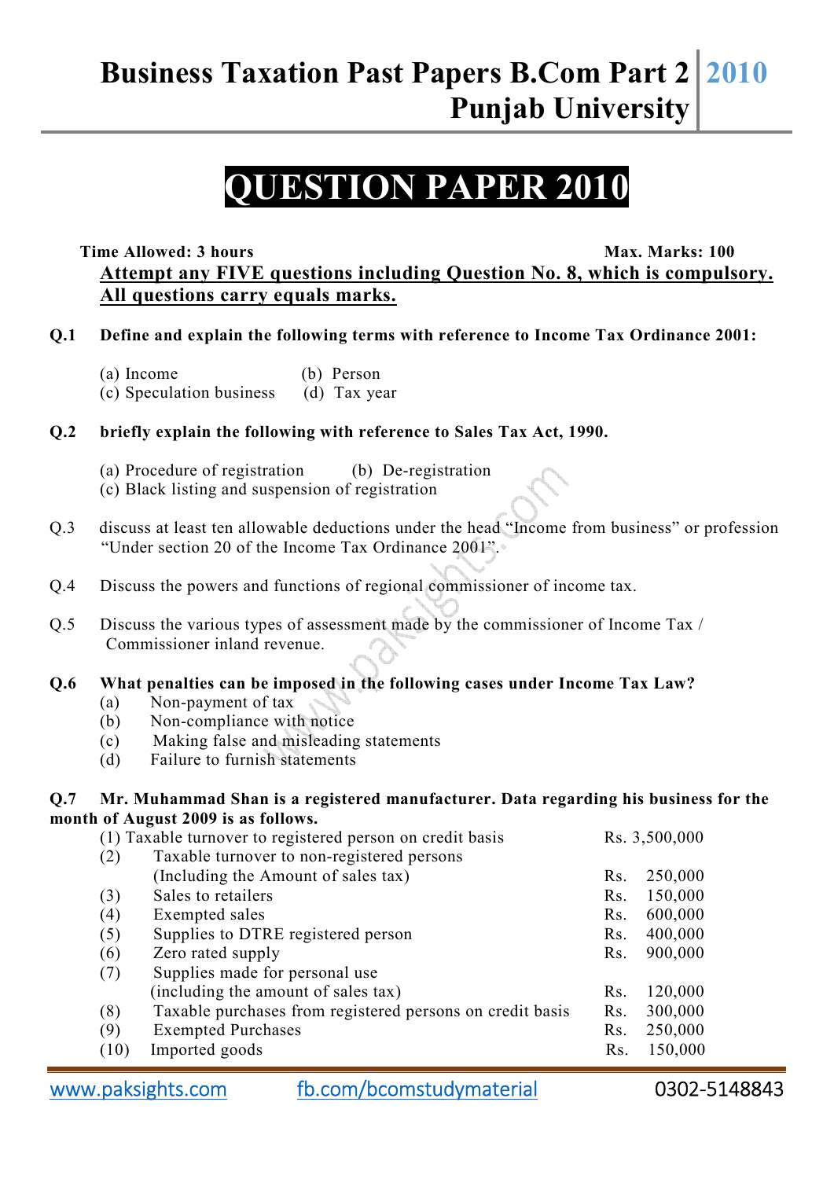# Business Taxation Past Papers B.Com Part 2 Punjab University 2010

# QUESTION PAPER 2010

**Time Allowed: 3 hours** **Max. Marks: 100**

**Attempt any FIVE questions including Question No. 8, which is compulsory. All questions carry equals marks.**

**Q.1 Define and explain the following terms with reference to Income Tax Ordinance 2001:**

(a) Income (b) Person
(c) Speculation business (d) Tax year

**Q.2 briefly explain the following with reference to Sales Tax Act, 1990.**

(a) Procedure of registration (b) De-registration
(c) Black listing and suspension of registration

Q.3 discuss at least ten allowable deductions under the head "Income from business" or profession "Under section 20 of the Income Tax Ordinance 2001".

Q.4 Discuss the powers and functions of regional commissioner of income tax.

Q.5 Discuss the various types of assessment made by the commissioner of Income Tax / Commissioner inland revenue.

**Q.6 What penalties can be imposed in the following cases under Income Tax Law?**

(a) Non-payment of tax
(b) Non-compliance with notice
(c) Making false and misleading statements
(d) Failure to furnish statements

**Q.7 Mr. Muhammad Shan is a registered manufacturer. Data regarding his business for the month of August 2009 is as follows.**

| | | |
|---|---|---|
| (1) | Taxable turnover to registered person on credit basis | Rs. 3,500,000 |
| (2) | Taxable turnover to non-registered persons (Including the Amount of sales tax) | Rs. 250,000 |
| (3) | Sales to retailers | Rs. 150,000 |
| (4) | Exempted sales | Rs. 600,000 |
| (5) | Supplies to DTRE registered person | Rs. 400,000 |
| (6) | Zero rated supply | Rs. 900,000 |
| (7) | Supplies made for personal use (including the amount of sales tax) | Rs. 120,000 |
| (8) | Taxable purchases from registered persons on credit basis | Rs. 300,000 |
| (9) | Exempted Purchases | Rs. 250,000 |
| (10) | Imported goods | Rs. 150,000 |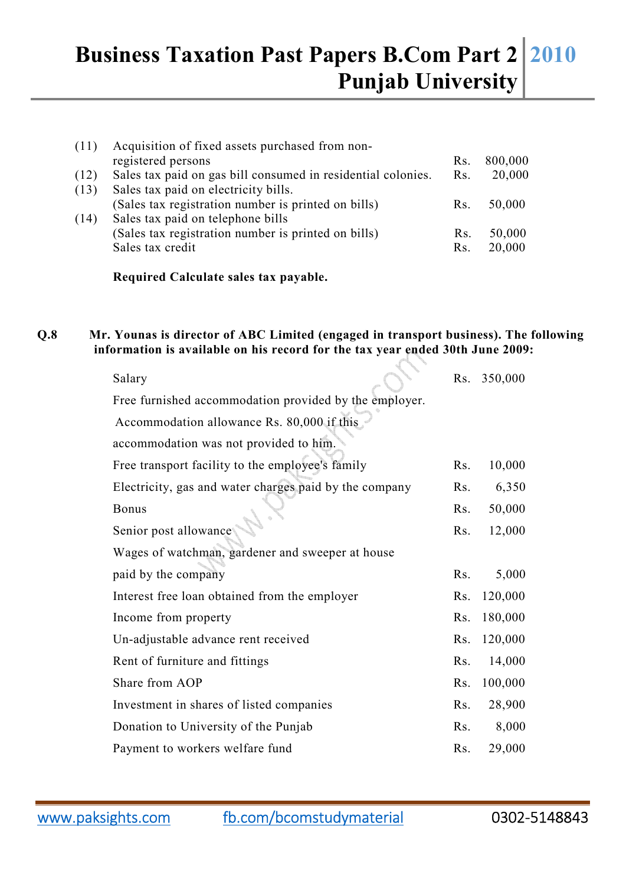| | | | |
|---|---|---|---|
| (11) | Acquisition of fixed assets purchased from non-registered persons | Rs. | 800,000 |
| (12) | Sales tax paid on gas bill consumed in residential colonies. | Rs. | 20,000 |
| (13) | Sales tax paid on electricity bills. (Sales tax registration number is printed on bills) | Rs. | 50,000 |
| (14) | Sales tax paid on telephone bills (Sales tax registration number is printed on bills) | Rs. | 50,000 |
| | Sales tax credit | Rs. | 20,000 |

**Required Calculate sales tax payable.**

**Q.8 Mr. Younas is director of ABC Limited (engaged in transport business). The following information is available on his record for the tax year ended 30th June 2009:**

| | | |
|---|---|---|
| Salary | Rs. | 350,000 |
| Free furnished accommodation provided by the employer. Accommodation allowance Rs. 80,000 if this accommodation was not provided to him. | | |
| Free transport facility to the employee's family | Rs. | 10,000 |
| Electricity, gas and water charges paid by the company | Rs. | 6,350 |
| Bonus | Rs. | 50,000 |
| Senior post allowance | Rs. | 12,000 |
| Wages of watchman, gardener and sweeper at house paid by the company | Rs. | 5,000 |
| Interest free loan obtained from the employer | Rs. | 120,000 |
| Income from property | Rs. | 180,000 |
| Un-adjustable advance rent received | Rs. | 120,000 |
| Rent of furniture and fittings | Rs. | 14,000 |
| Share from AOP | Rs. | 100,000 |
| Investment in shares of listed companies | Rs. | 28,900 |
| Donation to University of the Punjab | Rs. | 8,000 |
| Payment to workers welfare fund | Rs. | 29,000 |